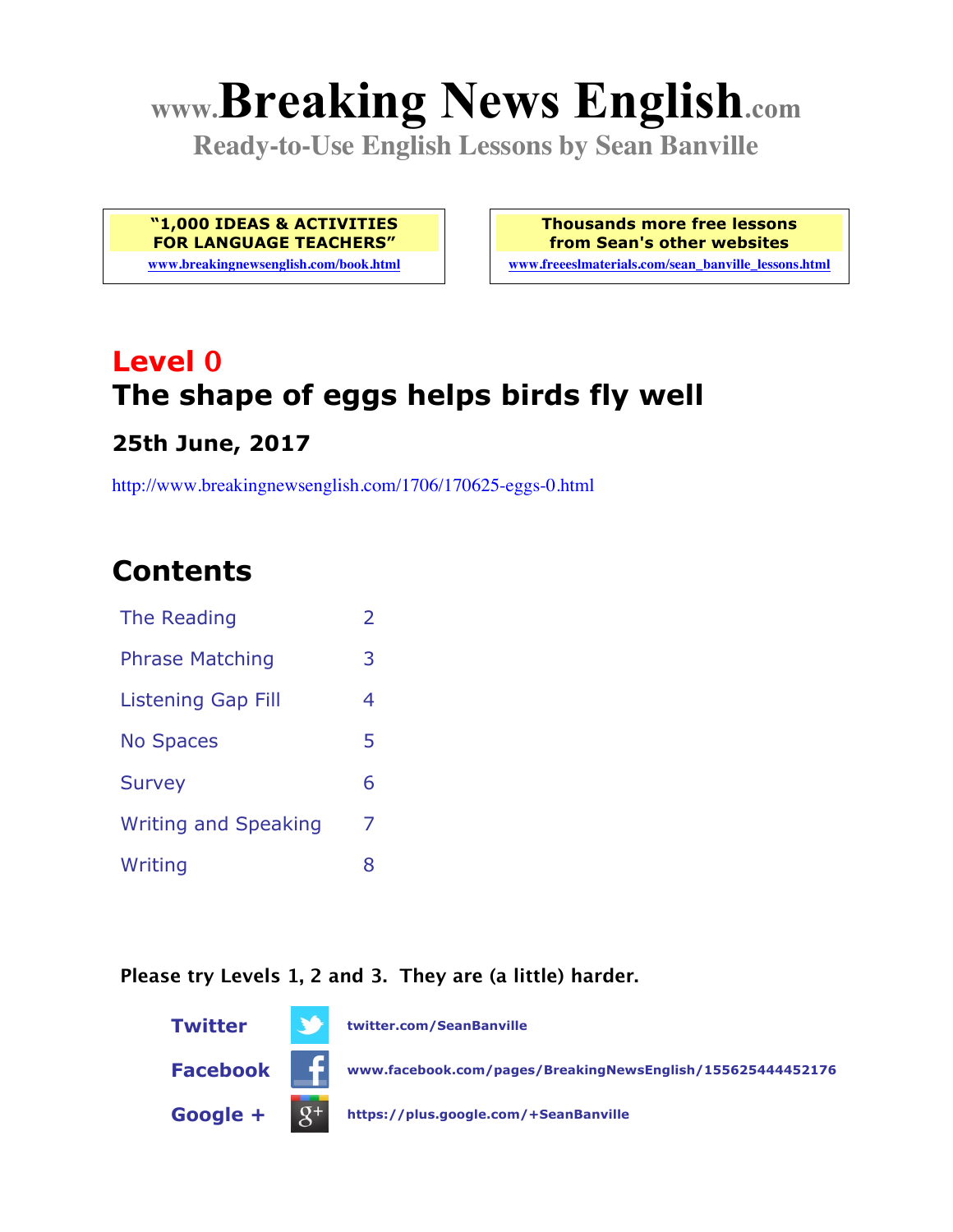# www.Breaking News English.com

**Ready-to-Use English Lessons by Sean Banville**

**"1,000 IDEAS & ACTIVITIES FOR LANGUAGE TEACHERS"**
www.breakingnewsenglish.com/book.html

**Thousands more free lessons from Sean's other websites**
www.freeeslmaterials.com/sean_banville_lessons.html

## Level 0
## The shape of eggs helps birds fly well

### 25th June, 2017

http://www.breakingnewsenglish.com/1706/170625-eggs-0.html

## Contents

| | |
|---|---|
| The Reading | 2 |
| Phrase Matching | 3 |
| Listening Gap Fill | 4 |
| No Spaces | 5 |
| Survey | 6 |
| Writing and Speaking | 7 |
| Writing | 8 |

**Please try Levels 1, 2 and 3. They are (a little) harder.**

**Twitter** twitter.com/SeanBanville

**Facebook** www.facebook.com/pages/BreakingNewsEnglish/155625444452176

**Google +** https://plus.google.com/+SeanBanville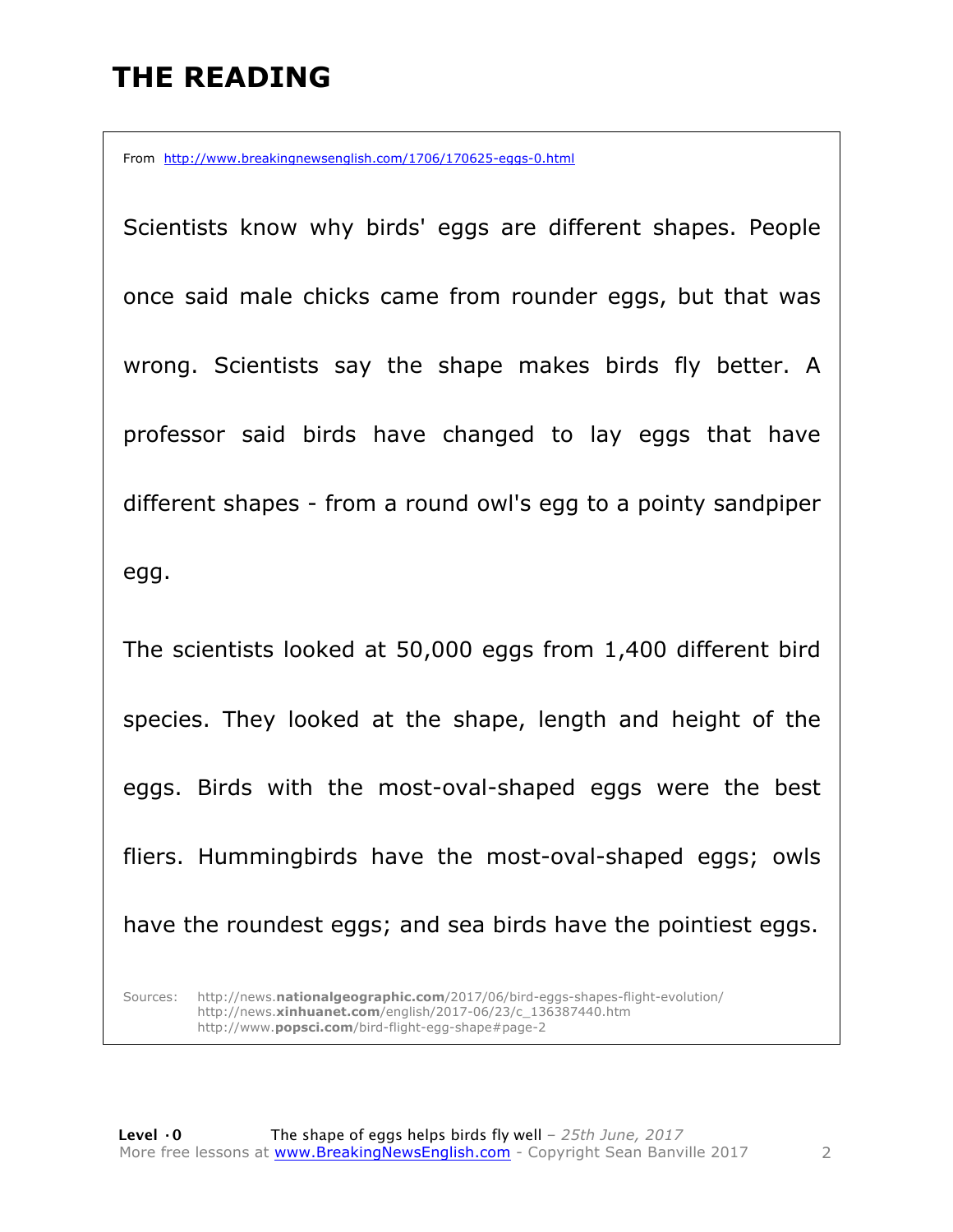# THE READING

From http://www.breakingnewsenglish.com/1706/170625-eggs-0.html

Scientists know why birds' eggs are different shapes. People once said male chicks came from rounder eggs, but that was wrong. Scientists say the shape makes birds fly better. A professor said birds have changed to lay eggs that have different shapes - from a round owl's egg to a pointy sandpiper egg.

The scientists looked at 50,000 eggs from 1,400 different bird species. They looked at the shape, length and height of the eggs. Birds with the most-oval-shaped eggs were the best fliers. Hummingbirds have the most-oval-shaped eggs; owls have the roundest eggs; and sea birds have the pointiest eggs.

Sources: http://news.**nationalgeographic.com**/2017/06/bird-eggs-shapes-flight-evolution/
http://news.**xinhuanet.com**/english/2017-06/23/c_136387440.htm
http://www.**popsci.com**/bird-flight-egg-shape#page-2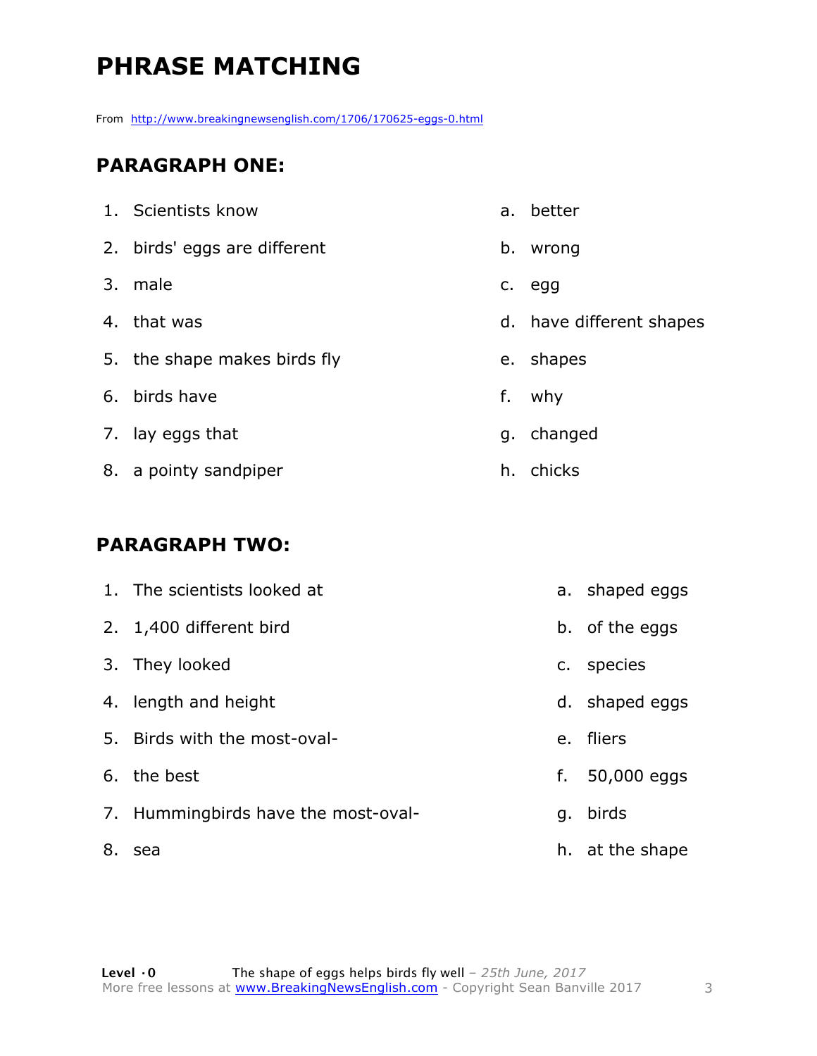# PHRASE MATCHING

From http://www.breakingnewsenglish.com/1706/170625-eggs-0.html

## PARAGRAPH ONE:

| | |
|---|---|
| 1. Scientists know | a. better |
| 2. birds' eggs are different | b. wrong |
| 3. male | c. egg |
| 4. that was | d. have different shapes |
| 5. the shape makes birds fly | e. shapes |
| 6. birds have | f. why |
| 7. lay eggs that | g. changed |
| 8. a pointy sandpiper | h. chicks |

## PARAGRAPH TWO:

| | |
|---|---|
| 1. The scientists looked at | a. shaped eggs |
| 2. 1,400 different bird | b. of the eggs |
| 3. They looked | c. species |
| 4. length and height | d. shaped eggs |
| 5. Birds with the most-oval- | e. fliers |
| 6. the best | f. 50,000 eggs |
| 7. Hummingbirds have the most-oval- | g. birds |
| 8. sea | h. at the shape |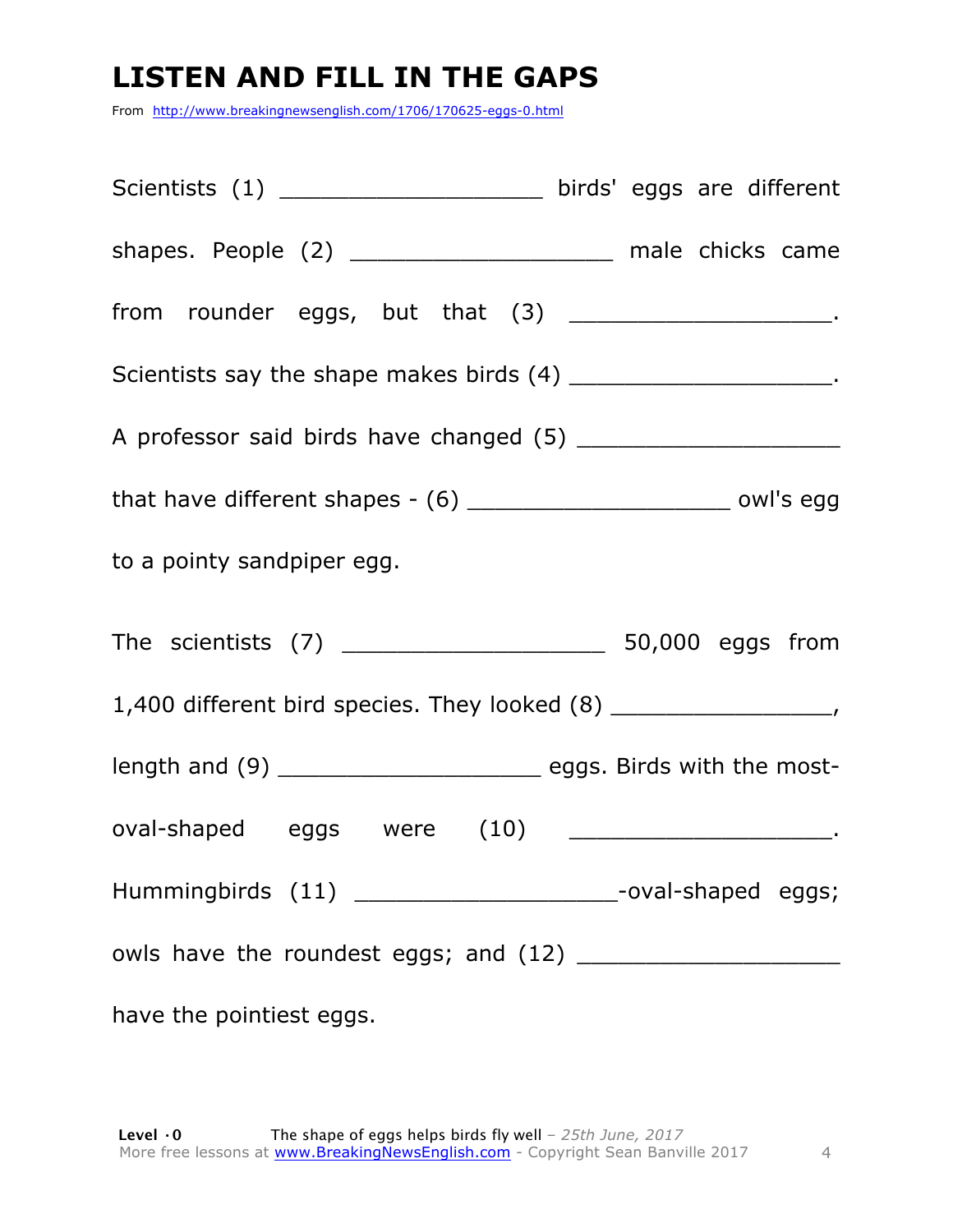# LISTEN AND FILL IN THE GAPS

From http://www.breakingnewsenglish.com/1706/170625-eggs-0.html

Scientists (1) ___________________ birds' eggs are different shapes. People (2) ___________________ male chicks came from rounder eggs, but that (3) ___________________. Scientists say the shape makes birds (4) ___________________. A professor said birds have changed (5) ___________________ that have different shapes - (6) ___________________ owl's egg to a pointy sandpiper egg.

The scientists (7) ___________________ 50,000 eggs from 1,400 different bird species. They looked (8) ________________, length and (9) ___________________ eggs. Birds with the most-oval-shaped eggs were (10) ___________________. Hummingbirds (11) ___________________-oval-shaped eggs; owls have the roundest eggs; and (12) ___________________ have the pointiest eggs.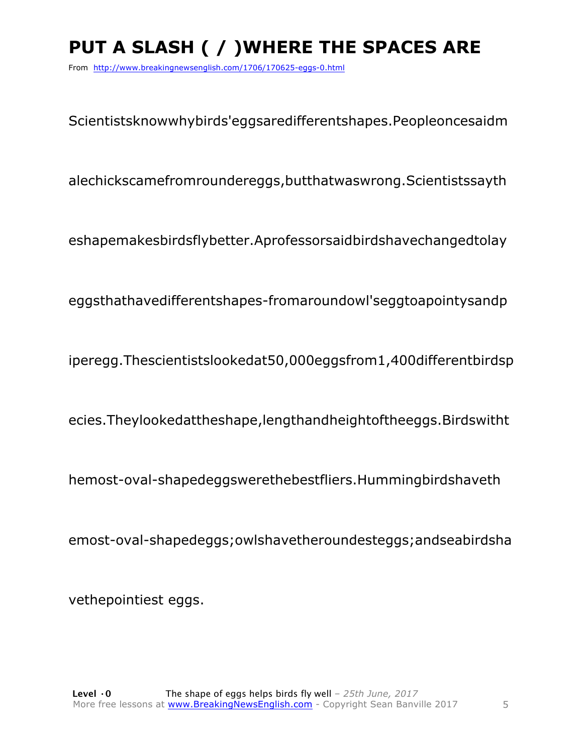# PUT A SLASH ( / )WHERE THE SPACES ARE

From http://www.breakingnewsenglish.com/1706/170625-eggs-0.html

Scientistsknowwhybirds'eggsaredifferentshapes.Peopleoncesaidm

alechickscamefromroundereggs,butthatwaswrong.Scientistssayth

eshapemakesbirdsflybetter.Aprofessorsaidbirdshavechangedtolay

eggsthathavedifferentshapes-fromaroundowl'seggtoapointysandp

iperegg.Thescientistslookedat50,000eggsfrom1,400differentbirdsp

ecies.Theylookedattheshape,lengthandheightoftheeggs.Birdswitht

hemost-oval-shapedeggswerethebestfliers.Hummingbirdshaveth

emost-oval-shapedeggs;owlshavetheroundesteggs;andseabirdsha

vethepointiest eggs.

**Level ·0** The shape of eggs helps birds fly well – *25th June, 2017*
More free lessons at www.BreakingNewsEnglish.com - Copyright Sean Banville 2017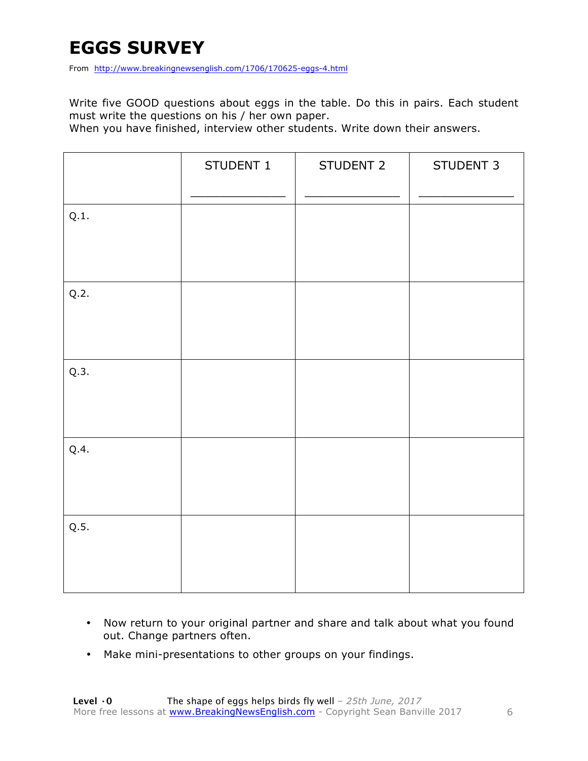# EGGS SURVEY

From http://www.breakingnewsenglish.com/1706/170625-eggs-4.html

Write five GOOD questions about eggs in the table. Do this in pairs. Each student must write the questions on his / her own paper.
When you have finished, interview other students. Write down their answers.

| | STUDENT 1<br>_____________ | STUDENT 2<br>_____________ | STUDENT 3<br>_____________ |
|---|---|---|---|
| Q.1. | | | |
| Q.2. | | | |
| Q.3. | | | |
| Q.4. | | | |
| Q.5. | | | |

- Now return to your original partner and share and talk about what you found out. Change partners often.
- Make mini-presentations to other groups on your findings.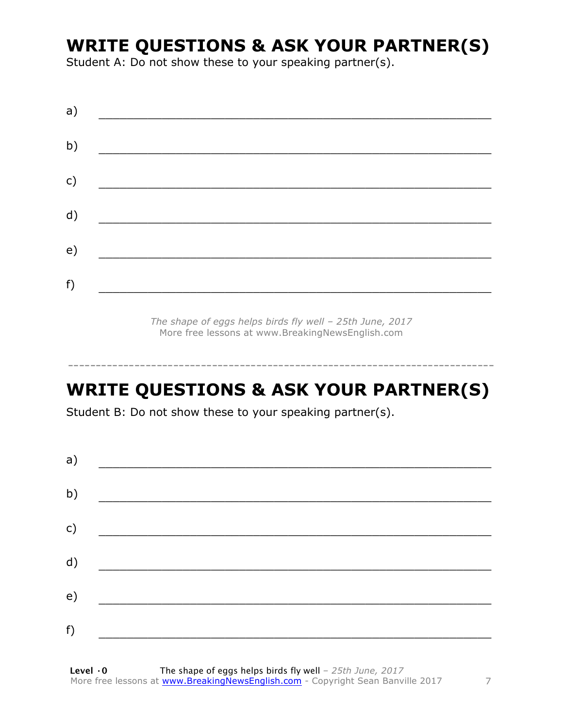## WRITE QUESTIONS & ASK YOUR PARTNER(S)

Student A: Do not show these to your speaking partner(s).

a) ___________________________________________________________

b) ___________________________________________________________

c) ___________________________________________________________

d) ___________________________________________________________

e) ___________________________________________________________

f) ___________________________________________________________

*The shape of eggs helps birds fly well – 25th June, 2017*
More free lessons at www.BreakingNewsEnglish.com

---

## WRITE QUESTIONS & ASK YOUR PARTNER(S)

Student B: Do not show these to your speaking partner(s).

a) ___________________________________________________________

b) ___________________________________________________________

c) ___________________________________________________________

d) ___________________________________________________________

e) ___________________________________________________________

f) ___________________________________________________________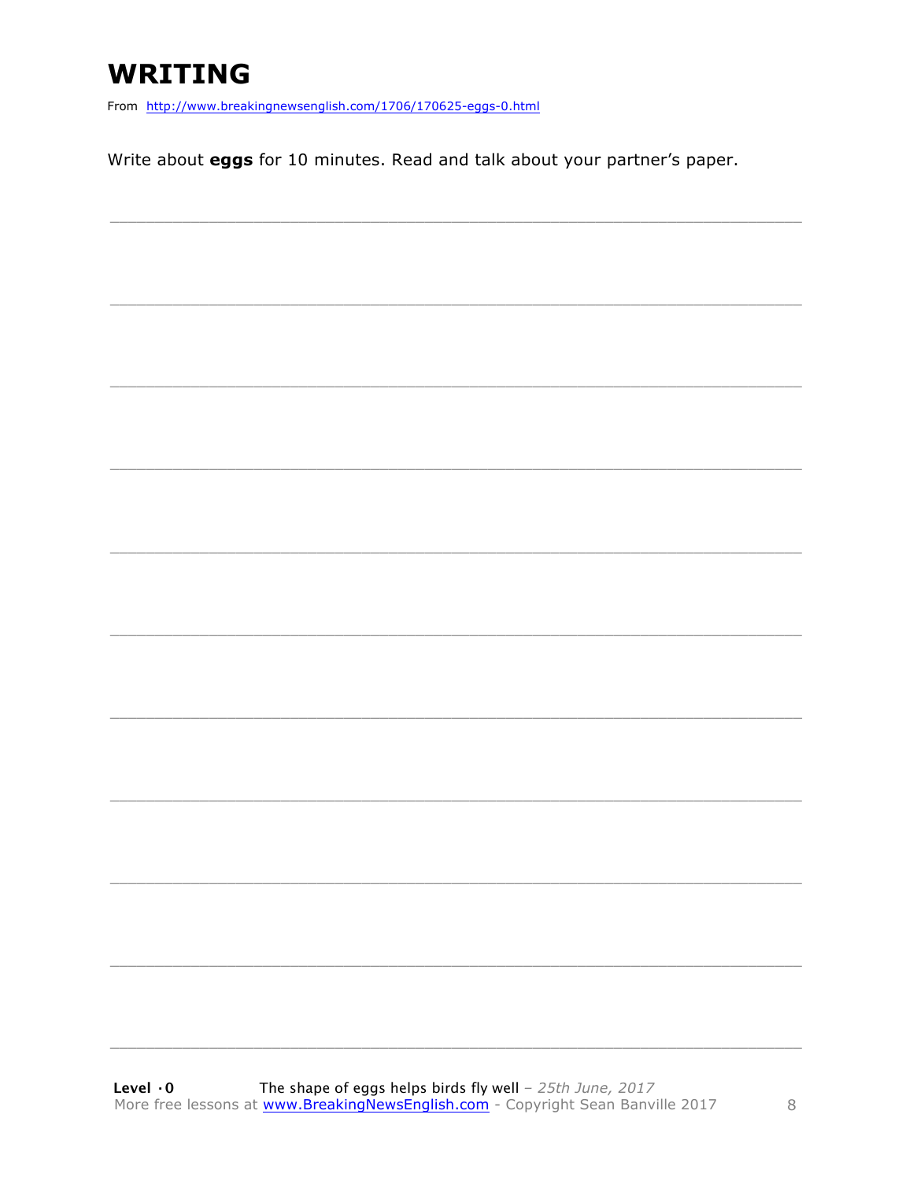# WRITING

From http://www.breakingnewsenglish.com/1706/170625-eggs-0.html

Write about **eggs** for 10 minutes. Read and talk about your partner's paper.

___________________________________________________________________________

___________________________________________________________________________

___________________________________________________________________________

___________________________________________________________________________

___________________________________________________________________________

___________________________________________________________________________

___________________________________________________________________________

___________________________________________________________________________

___________________________________________________________________________

___________________________________________________________________________

___________________________________________________________________________